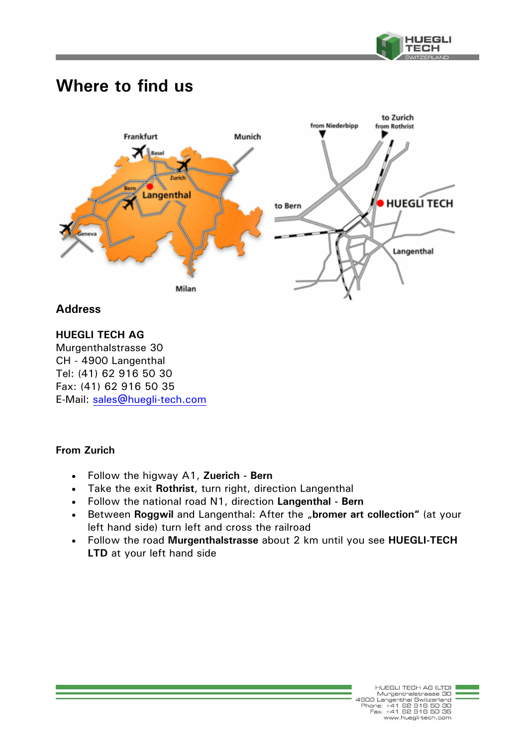# Where to find us

## Address

**HUEGLI TECH AG**
Murgenthalstrasse 30
CH - 4900 Langenthal
Tel: (41) 62 916 50 30
Fax: (41) 62 916 50 35
E-Mail: sales@huegli-tech.com

**From Zurich**

- Follow the higway A1, **Zuerich** - **Bern**
- Take the exit **Rothrist**, turn right, direction Langenthal
- Follow the national road N1, direction **Langenthal** - **Bern**
- Between **Roggwil** and Langenthal: After the „**bromer art collection**" (at your left hand side) turn left and cross the railroad
- Follow the road **Murgenthalstrasse** about 2 km until you see **HUEGLI-TECH LTD** at your left hand side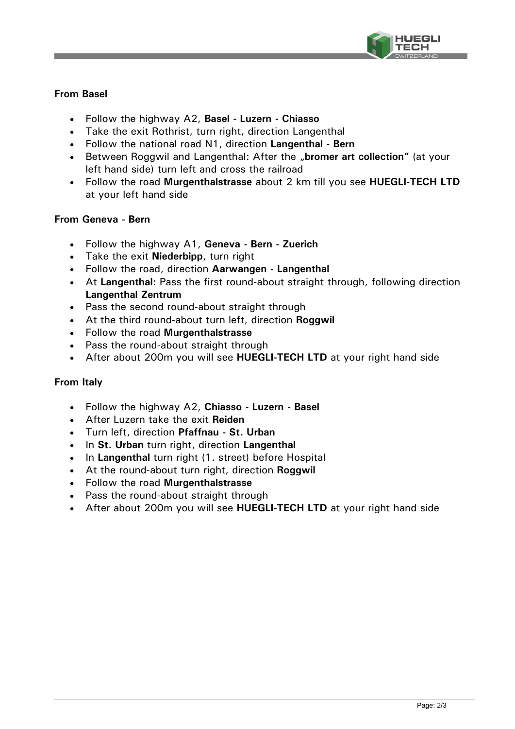**From Basel**

- Follow the highway A2, **Basel** - **Luzern** - **Chiasso**
- Take the exit Rothrist, turn right, direction Langenthal
- Follow the national road N1, direction **Langenthal** - **Bern**
- Between Roggwil and Langenthal: After the **„bromer art collection"** (at your left hand side) turn left and cross the railroad
- Follow the road **Murgenthalstrasse** about 2 km till you see **HUEGLI-TECH LTD** at your left hand side

**From Geneva - Bern**

- Follow the highway A1, **Geneva** - **Bern** - **Zuerich**
- Take the exit **Niederbipp**, turn right
- Follow the road, direction **Aarwangen** - **Langenthal**
- At **Langenthal:** Pass the first round-about straight through, following direction **Langenthal Zentrum**
- Pass the second round-about straight through
- At the third round-about turn left, direction **Roggwil**
- Follow the road **Murgenthalstrasse**
- Pass the round-about straight through
- After about 200m you will see **HUEGLI-TECH LTD** at your right hand side

**From Italy**

- Follow the highway A2, **Chiasso** - **Luzern** - **Basel**
- After Luzern take the exit **Reiden**
- Turn left, direction **Pfaffnau** - **St. Urban**
- In **St. Urban** turn right, direction **Langenthal**
- In **Langenthal** turn right (1. street) before Hospital
- At the round-about turn right, direction **Roggwil**
- Follow the road **Murgenthalstrasse**
- Pass the round-about straight through
- After about 200m you will see **HUEGLI-TECH LTD** at your right hand side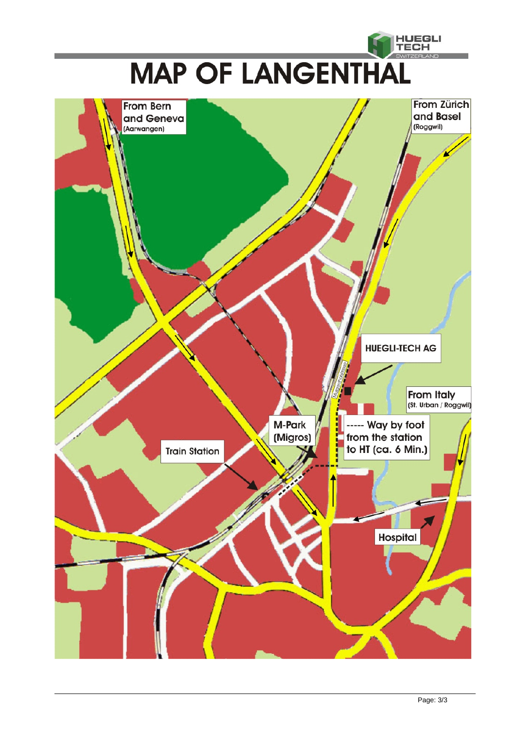# MAP OF LANGENTHAL

From Bern and Geneva
(Aarwangen)

From Zürich and Basel
(Roggwil)

HUEGLI-TECH AG

From Italy
(St. Urban / Roggwil)

M-Park
(Migros)

----- Way by foot from the station to HT (ca. 6 Min.)

Train Station

Hospital